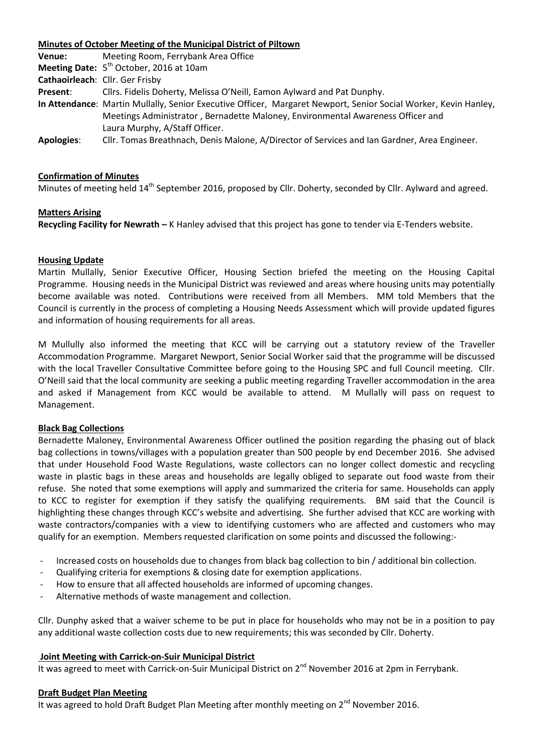**Minutes of October Meeting of the Municipal District of Piltown**

**Venue:** Meeting Room, Ferrybank Area Office

**Meeting Date:** 5th October, 2016 at 10am

**Cathaoirleach**: Cllr. Ger Frisby

**Present**: Cllrs. Fidelis Doherty, Melissa O'Neill, Eamon Aylward and Pat Dunphy.

**In Attendance**: Martin Mullally, Senior Executive Officer, Margaret Newport, Senior Social Worker, Kevin Hanley, Meetings Administrator , Bernadette Maloney, Environmental Awareness Officer and Laura Murphy, A/Staff Officer.

**Apologies**: Cllr. Tomas Breathnach, Denis Malone, A/Director of Services and Ian Gardner, Area Engineer.

**Confirmation of Minutes**

Minutes of meeting held 14th September 2016, proposed by Cllr. Doherty, seconded by Cllr. Aylward and agreed.

**Matters Arising**

**Recycling Facility for Newrath –** K Hanley advised that this project has gone to tender via E-Tenders website.

**Housing Update**

Martin Mullally, Senior Executive Officer, Housing Section briefed the meeting on the Housing Capital Programme. Housing needs in the Municipal District was reviewed and areas where housing units may potentially become available was noted. Contributions were received from all Members. MM told Members that the Council is currently in the process of completing a Housing Needs Assessment which will provide updated figures and information of housing requirements for all areas.

M Mullully also informed the meeting that KCC will be carrying out a statutory review of the Traveller Accommodation Programme. Margaret Newport, Senior Social Worker said that the programme will be discussed with the local Traveller Consultative Committee before going to the Housing SPC and full Council meeting. Cllr. O'Neill said that the local community are seeking a public meeting regarding Traveller accommodation in the area and asked if Management from KCC would be available to attend. M Mullally will pass on request to Management.

**Black Bag Collections**

Bernadette Maloney, Environmental Awareness Officer outlined the position regarding the phasing out of black bag collections in towns/villages with a population greater than 500 people by end December 2016. She advised that under Household Food Waste Regulations, waste collectors can no longer collect domestic and recycling waste in plastic bags in these areas and households are legally obliged to separate out food waste from their refuse. She noted that some exemptions will apply and summarized the criteria for same. Households can apply to KCC to register for exemption if they satisfy the qualifying requirements. BM said that the Council is highlighting these changes through KCC's website and advertising. She further advised that KCC are working with waste contractors/companies with a view to identifying customers who are affected and customers who may qualify for an exemption. Members requested clarification on some points and discussed the following:-

- Increased costs on households due to changes from black bag collection to bin / additional bin collection.
- Qualifying criteria for exemptions & closing date for exemption applications.
- How to ensure that all affected households are informed of upcoming changes.
- Alternative methods of waste management and collection.

Cllr. Dunphy asked that a waiver scheme to be put in place for households who may not be in a position to pay any additional waste collection costs due to new requirements; this was seconded by Cllr. Doherty.

**Joint Meeting with Carrick-on-Suir Municipal District**

It was agreed to meet with Carrick-on-Suir Municipal District on 2nd November 2016 at 2pm in Ferrybank.

**Draft Budget Plan Meeting**

It was agreed to hold Draft Budget Plan Meeting after monthly meeting on 2nd November 2016.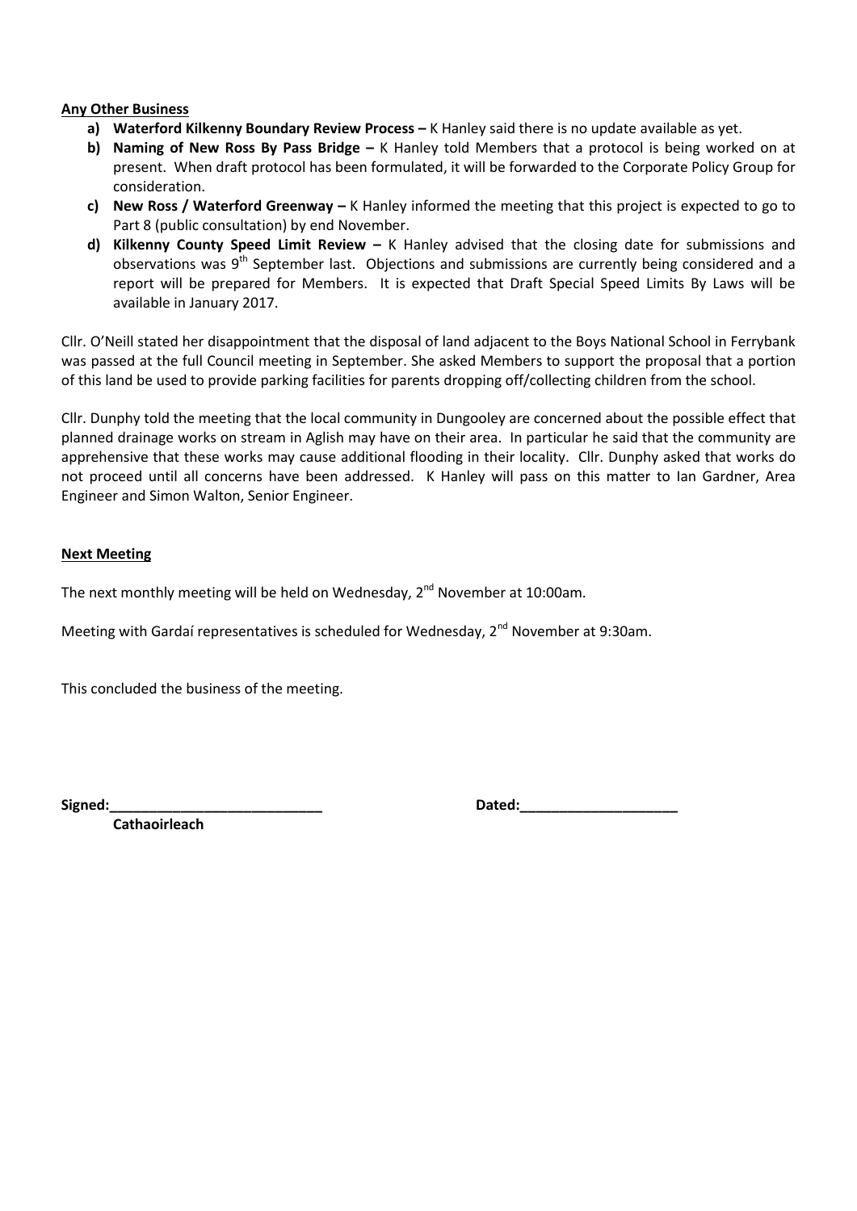**Any Other Business**

a) **Waterford Kilkenny Boundary Review Process –** K Hanley said there is no update available as yet.

b) **Naming of New Ross By Pass Bridge –** K Hanley told Members that a protocol is being worked on at present. When draft protocol has been formulated, it will be forwarded to the Corporate Policy Group for consideration.

c) **New Ross / Waterford Greenway –** K Hanley informed the meeting that this project is expected to go to Part 8 (public consultation) by end November.

d) **Kilkenny County Speed Limit Review –** K Hanley advised that the closing date for submissions and observations was 9th September last. Objections and submissions are currently being considered and a report will be prepared for Members. It is expected that Draft Special Speed Limits By Laws will be available in January 2017.

Cllr. O'Neill stated her disappointment that the disposal of land adjacent to the Boys National School in Ferrybank was passed at the full Council meeting in September. She asked Members to support the proposal that a portion of this land be used to provide parking facilities for parents dropping off/collecting children from the school.

Cllr. Dunphy told the meeting that the local community in Dungooley are concerned about the possible effect that planned drainage works on stream in Aglish may have on their area. In particular he said that the community are apprehensive that these works may cause additional flooding in their locality. Cllr. Dunphy asked that works do not proceed until all concerns have been addressed. K Hanley will pass on this matter to Ian Gardner, Area Engineer and Simon Walton, Senior Engineer.

**Next Meeting**

The next monthly meeting will be held on Wednesday, 2nd November at 10:00am.

Meeting with Gardaí representatives is scheduled for Wednesday, 2nd November at 9:30am.

This concluded the business of the meeting.

**Signed:___________________________** **Dated:____________________**

**Cathaoirleach**